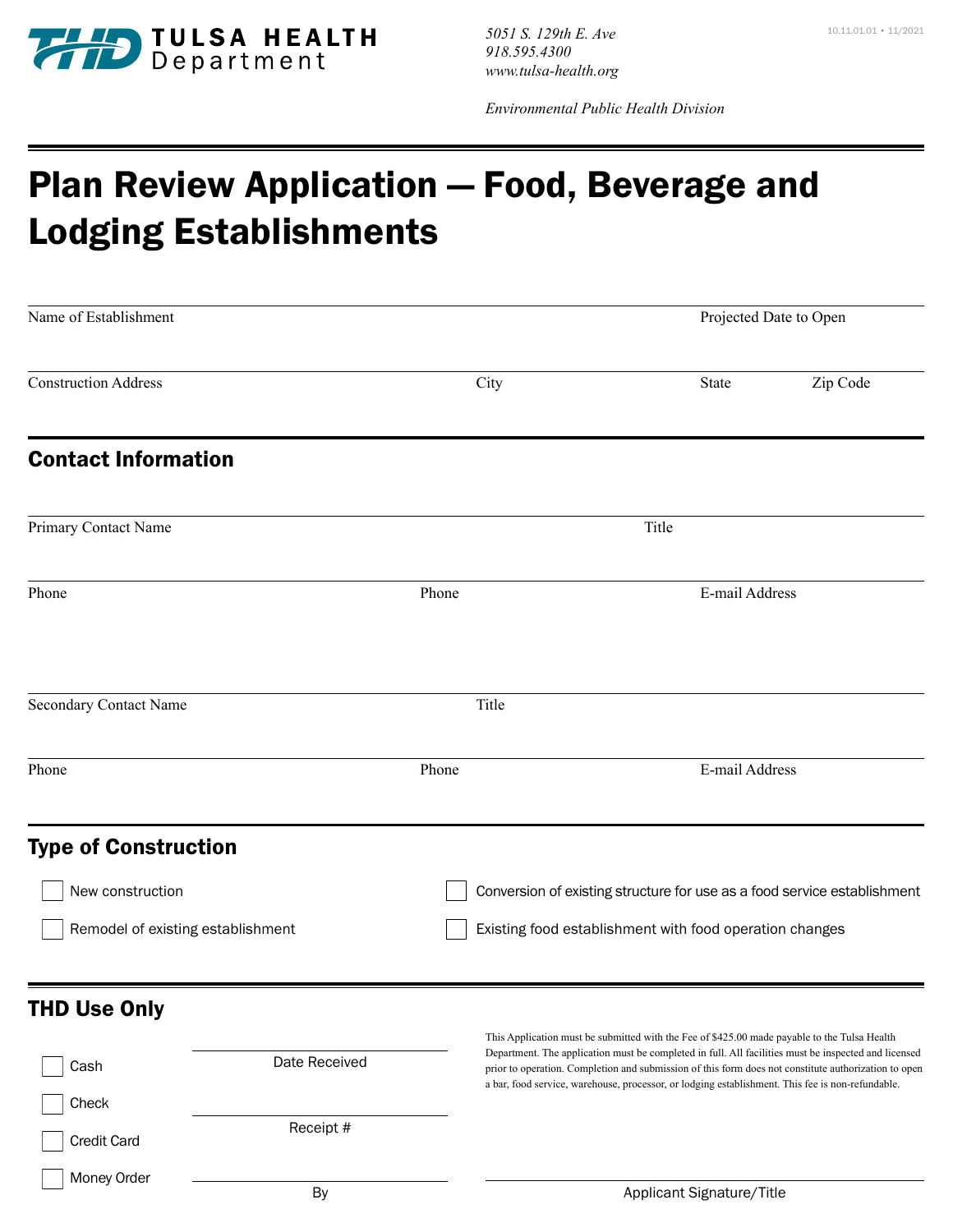TULSA HEALTH Department

*5051 S. 129th E. Ave*
*918.595.4300*
*www.tulsa-health.org*

*Environmental Public Health Division*

10.11.01.01 • 11/2021

# Plan Review Application — Food, Beverage and Lodging Establishments

Name of Establishment

Projected Date to Open

Construction Address

City

State

Zip Code

## Contact Information

Primary Contact Name

Title

Phone

Phone

E-mail Address

Secondary Contact Name

Title

Phone

Phone

E-mail Address

## Type of Construction

☐ New construction

☐ Conversion of existing structure for use as a food service establishment

☐ Remodel of existing establishment

☐ Existing food establishment with food operation changes

## THD Use Only

☐ Cash

☐ Check

☐ Credit Card

☐ Money Order

Date Received

Receipt #

By

This Application must be submitted with the Fee of $425.00 made payable to the Tulsa Health Department. The application must be completed in full. All facilities must be inspected and licensed prior to operation. Completion and submission of this form does not constitute authorization to open a bar, food service, warehouse, processor, or lodging establishment. This fee is non-refundable.

Applicant Signature/Title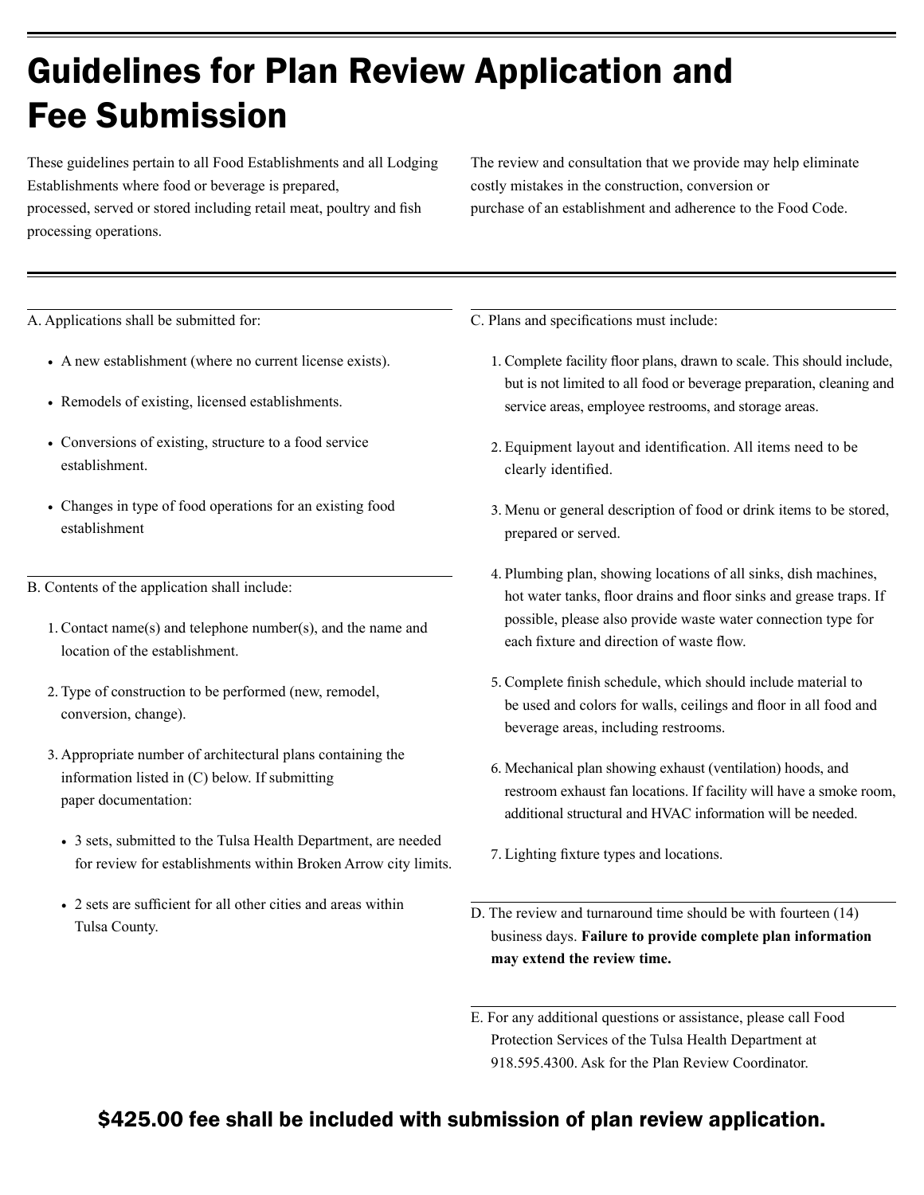# Guidelines for Plan Review Application and Fee Submission

These guidelines pertain to all Food Establishments and all Lodging Establishments where food or beverage is prepared, processed, served or stored including retail meat, poultry and fish processing operations.

The review and consultation that we provide may help eliminate costly mistakes in the construction, conversion or purchase of an establishment and adherence to the Food Code.

A. Applications shall be submitted for:

- A new establishment (where no current license exists).
- Remodels of existing, licensed establishments.
- Conversions of existing, structure to a food service establishment.
- Changes in type of food operations for an existing food establishment

B. Contents of the application shall include:

1. Contact name(s) and telephone number(s), and the name and location of the establishment.
2. Type of construction to be performed (new, remodel, conversion, change).
3. Appropriate number of architectural plans containing the information listed in (C) below. If submitting paper documentation:
   - 3 sets, submitted to the Tulsa Health Department, are needed for review for establishments within Broken Arrow city limits.
   - 2 sets are sufficient for all other cities and areas within Tulsa County.

C. Plans and specifications must include:

1. Complete facility floor plans, drawn to scale. This should include, but is not limited to all food or beverage preparation, cleaning and service areas, employee restrooms, and storage areas.
2. Equipment layout and identification. All items need to be clearly identified.
3. Menu or general description of food or drink items to be stored, prepared or served.
4. Plumbing plan, showing locations of all sinks, dish machines, hot water tanks, floor drains and floor sinks and grease traps. If possible, please also provide waste water connection type for each fixture and direction of waste flow.
5. Complete finish schedule, which should include material to be used and colors for walls, ceilings and floor in all food and beverage areas, including restrooms.
6. Mechanical plan showing exhaust (ventilation) hoods, and restroom exhaust fan locations. If facility will have a smoke room, additional structural and HVAC information will be needed.
7. Lighting fixture types and locations.

D. The review and turnaround time should be with fourteen (14) business days. **Failure to provide complete plan information may extend the review time.**

E. For any additional questions or assistance, please call Food Protection Services of the Tulsa Health Department at 918.595.4300. Ask for the Plan Review Coordinator.

**$425.00 fee shall be included with submission of plan review application.**